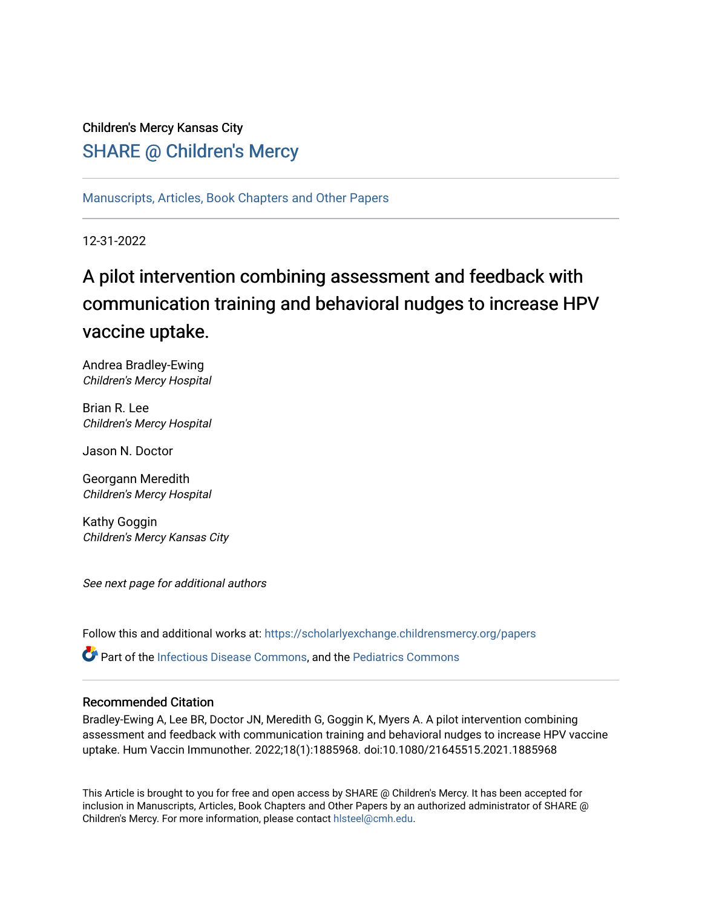Children's Mercy Kansas City

## SHARE @ Children's Mercy

Manuscripts, Articles, Book Chapters and Other Papers

12-31-2022

# A pilot intervention combining assessment and feedback with communication training and behavioral nudges to increase HPV vaccine uptake.

Andrea Bradley-Ewing
*Children's Mercy Hospital*

Brian R. Lee
*Children's Mercy Hospital*

Jason N. Doctor

Georgann Meredith
*Children's Mercy Hospital*

Kathy Goggin
*Children's Mercy Kansas City*

*See next page for additional authors*

Follow this and additional works at: https://scholarlyexchange.childrensmercy.org/papers

Part of the Infectious Disease Commons, and the Pediatrics Commons

### Recommended Citation

Bradley-Ewing A, Lee BR, Doctor JN, Meredith G, Goggin K, Myers A. A pilot intervention combining assessment and feedback with communication training and behavioral nudges to increase HPV vaccine uptake. Hum Vaccin Immunother. 2022;18(1):1885968. doi:10.1080/21645515.2021.1885968

This Article is brought to you for free and open access by SHARE @ Children's Mercy. It has been accepted for inclusion in Manuscripts, Articles, Book Chapters and Other Papers by an authorized administrator of SHARE @ Children's Mercy. For more information, please contact hlsteel@cmh.edu.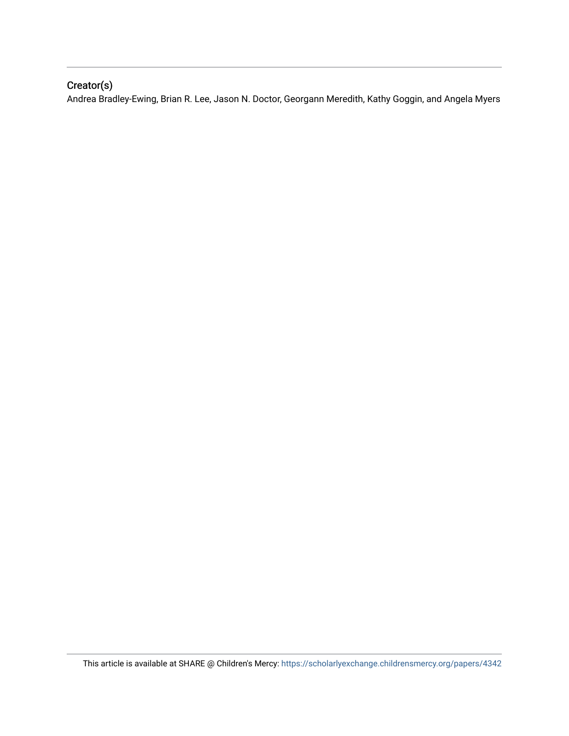## Creator(s)

Andrea Bradley-Ewing, Brian R. Lee, Jason N. Doctor, Georgann Meredith, Kathy Goggin, and Angela Myers

This article is available at SHARE @ Children's Mercy: https://scholarlyexchange.childrensmercy.org/papers/4342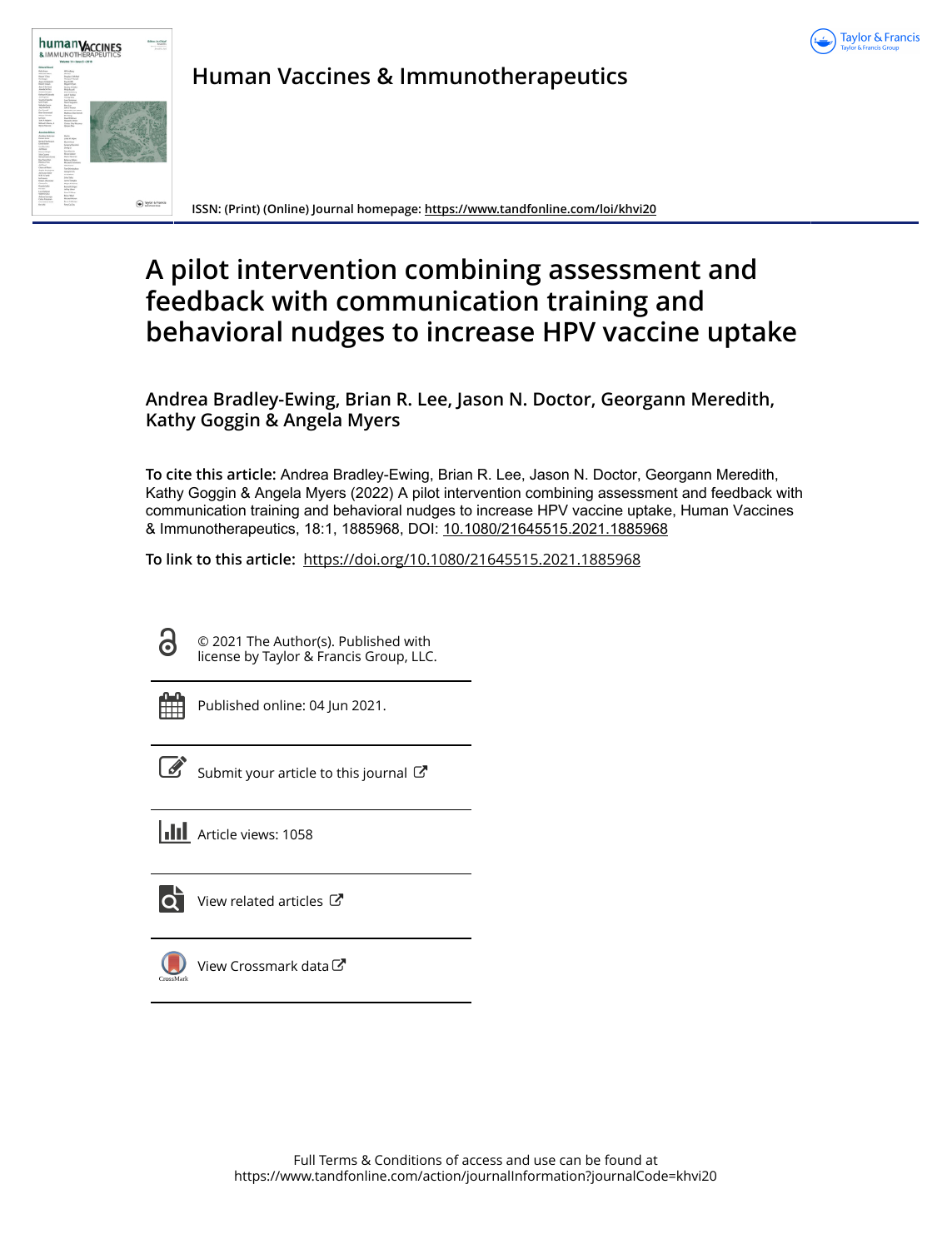# A pilot intervention combining assessment and feedback with communication training and behavioral nudges to increase HPV vaccine uptake

**Andrea Bradley-Ewing, Brian R. Lee, Jason N. Doctor, Georgann Meredith, Kathy Goggin & Angela Myers**

**To cite this article:** Andrea Bradley-Ewing, Brian R. Lee, Jason N. Doctor, Georgann Meredith, Kathy Goggin & Angela Myers (2022) A pilot intervention combining assessment and feedback with communication training and behavioral nudges to increase HPV vaccine uptake, Human Vaccines & Immunotherapeutics, 18:1, 1885968, DOI: 10.1080/21645515.2021.1885968

**To link to this article:** https://doi.org/10.1080/21645515.2021.1885968

© 2021 The Author(s). Published with license by Taylor & Francis Group, LLC.

Published online: 04 Jun 2021.

Submit your article to this journal

Article views: 1058

View related articles

View Crossmark data

Full Terms & Conditions of access and use can be found at https://www.tandfonline.com/action/journalInformation?journalCode=khvi20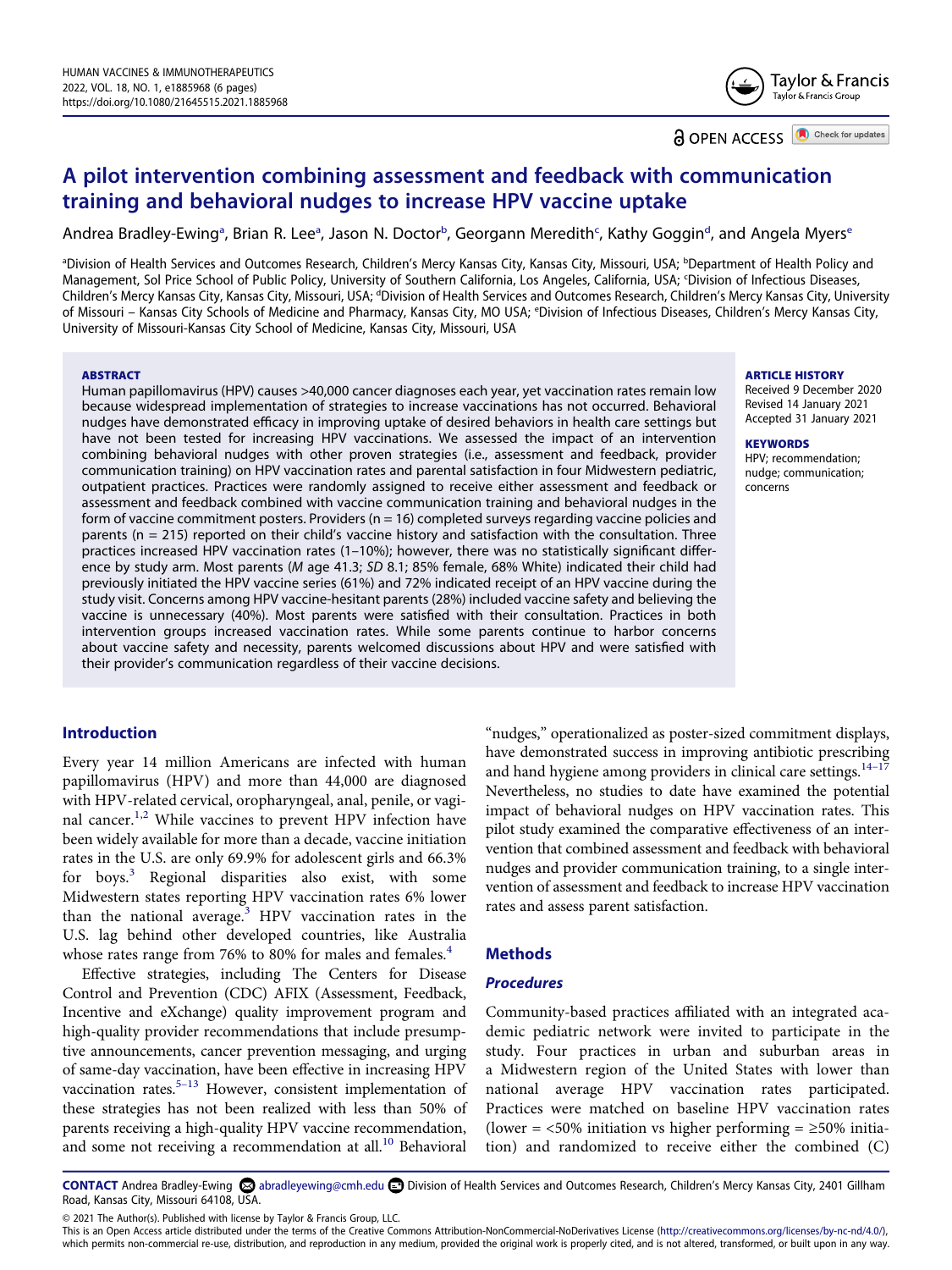# A pilot intervention combining assessment and feedback with communication training and behavioral nudges to increase HPV vaccine uptake

Andrea Bradley-Ewing[a], Brian R. Lee[a], Jason N. Doctor[b], Georgann Meredith[c], Kathy Goggin[d], and Angela Myers[e]

[a]Division of Health Services and Outcomes Research, Children's Mercy Kansas City, Kansas City, Missouri, USA; [b]Department of Health Policy and Management, Sol Price School of Public Policy, University of Southern California, Los Angeles, California, USA; [c]Division of Infectious Diseases, Children's Mercy Kansas City, Kansas City, Missouri, USA; [d]Division of Health Services and Outcomes Research, Children's Mercy Kansas City, University of Missouri – Kansas City Schools of Medicine and Pharmacy, Kansas City, MO USA; [e]Division of Infectious Diseases, Children's Mercy Kansas City, University of Missouri-Kansas City School of Medicine, Kansas City, Missouri, USA

## ABSTRACT

Human papillomavirus (HPV) causes >40,000 cancer diagnoses each year, yet vaccination rates remain low because widespread implementation of strategies to increase vaccinations has not occurred. Behavioral nudges have demonstrated efficacy in improving uptake of desired behaviors in health care settings but have not been tested for increasing HPV vaccinations. We assessed the impact of an intervention combining behavioral nudges with other proven strategies (i.e., assessment and feedback, provider communication training) on HPV vaccination rates and parental satisfaction in four Midwestern pediatric, outpatient practices. Practices were randomly assigned to receive either assessment and feedback or assessment and feedback combined with vaccine communication training and behavioral nudges in the form of vaccine commitment posters. Providers (n = 16) completed surveys regarding vaccine policies and parents (n = 215) reported on their child's vaccine history and satisfaction with the consultation. Three practices increased HPV vaccination rates (1–10%); however, there was no statistically significant difference by study arm. Most parents (*M* age 41.3; *SD* 8.1; 85% female, 68% White) indicated their child had previously initiated the HPV vaccine series (61%) and 72% indicated receipt of an HPV vaccine during the study visit. Concerns among HPV vaccine-hesitant parents (28%) included vaccine safety and believing the vaccine is unnecessary (40%). Most parents were satisfied with their consultation. Practices in both intervention groups increased vaccination rates. While some parents continue to harbor concerns about vaccine safety and necessity, parents welcomed discussions about HPV and were satisfied with their provider's communication regardless of their vaccine decisions.

**ARTICLE HISTORY**
Received 9 December 2020
Revised 14 January 2021
Accepted 31 January 2021

**KEYWORDS**
HPV; recommendation; nudge; communication; concerns

## Introduction

Every year 14 million Americans are infected with human papillomavirus (HPV) and more than 44,000 are diagnosed with HPV-related cervical, oropharyngeal, anal, penile, or vaginal cancer.[1,2] While vaccines to prevent HPV infection have been widely available for more than a decade, vaccine initiation rates in the U.S. are only 69.9% for adolescent girls and 66.3% for boys.[3] Regional disparities also exist, with some Midwestern states reporting HPV vaccination rates 6% lower than the national average.[3] HPV vaccination rates in the U.S. lag behind other developed countries, like Australia whose rates range from 76% to 80% for males and females.[4]

Effective strategies, including The Centers for Disease Control and Prevention (CDC) AFIX (Assessment, Feedback, Incentive and eXchange) quality improvement program and high-quality provider recommendations that include presumptive announcements, cancer prevention messaging, and urging of same-day vaccination, have been effective in increasing HPV vaccination rates.[5–13] However, consistent implementation of these strategies has not been realized with less than 50% of parents receiving a high-quality HPV vaccine recommendation, and some not receiving a recommendation at all.[10] Behavioral "nudges," operationalized as poster-sized commitment displays, have demonstrated success in improving antibiotic prescribing and hand hygiene among providers in clinical care settings.[14–17] Nevertheless, no studies to date have examined the potential impact of behavioral nudges on HPV vaccination rates. This pilot study examined the comparative effectiveness of an intervention that combined assessment and feedback with behavioral nudges and provider communication training, to a single intervention of assessment and feedback to increase HPV vaccination rates and assess parent satisfaction.

## Methods

### *Procedures*

Community-based practices affiliated with an integrated academic pediatric network were invited to participate in the study. Four practices in urban and suburban areas in a Midwestern region of the United States with lower than national average HPV vaccination rates participated. Practices were matched on baseline HPV vaccination rates (lower = <50% initiation vs higher performing = ≥50% initiation) and randomized to receive either the combined (C)

**CONTACT** Andrea Bradley-Ewing abradleyewing@cmh.edu Division of Health Services and Outcomes Research, Children's Mercy Kansas City, 2401 Gillham Road, Kansas City, Missouri 64108, USA.

© 2021 The Author(s). Published with license by Taylor & Francis Group, LLC.
This is an Open Access article distributed under the terms of the Creative Commons Attribution-NonCommercial-NoDerivatives License (http://creativecommons.org/licenses/by-nc-nd/4.0/), which permits non-commercial re-use, distribution, and reproduction in any medium, provided the original work is properly cited, and is not altered, transformed, or built upon in any way.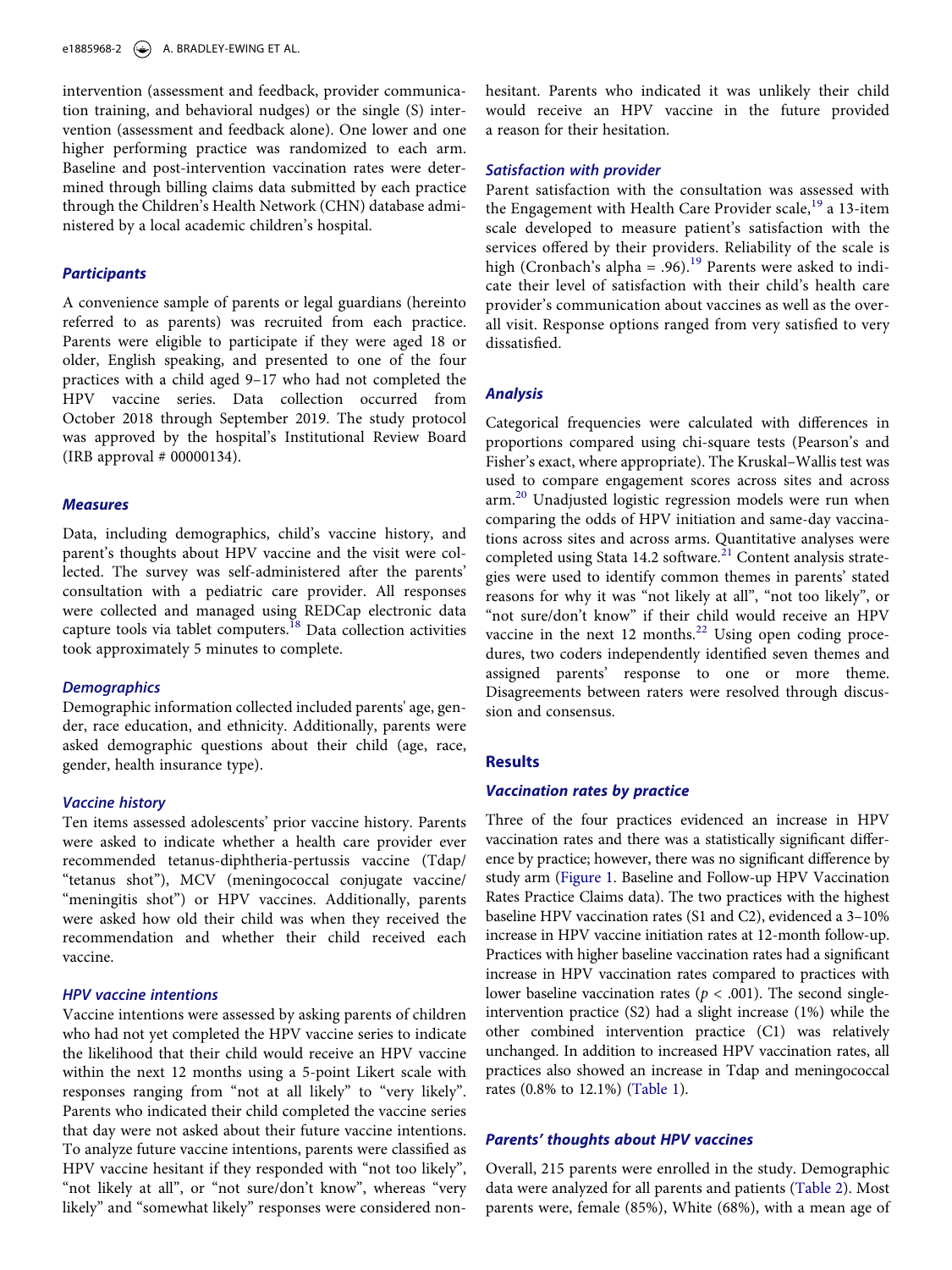intervention (assessment and feedback, provider communication training, and behavioral nudges) or the single (S) intervention (assessment and feedback alone). One lower and one higher performing practice was randomized to each arm. Baseline and post-intervention vaccination rates were determined through billing claims data submitted by each practice through the Children's Health Network (CHN) database administered by a local academic children's hospital.

### Participants

A convenience sample of parents or legal guardians (hereinto referred to as parents) was recruited from each practice. Parents were eligible to participate if they were aged 18 or older, English speaking, and presented to one of the four practices with a child aged 9–17 who had not completed the HPV vaccine series. Data collection occurred from October 2018 through September 2019. The study protocol was approved by the hospital's Institutional Review Board (IRB approval # 00000134).

### Measures

Data, including demographics, child's vaccine history, and parent's thoughts about HPV vaccine and the visit were collected. The survey was self-administered after the parents' consultation with a pediatric care provider. All responses were collected and managed using REDCap electronic data capture tools via tablet computers.[18] Data collection activities took approximately 5 minutes to complete.

#### Demographics

Demographic information collected included parents' age, gender, race education, and ethnicity. Additionally, parents were asked demographic questions about their child (age, race, gender, health insurance type).

#### Vaccine history

Ten items assessed adolescents' prior vaccine history. Parents were asked to indicate whether a health care provider ever recommended tetanus-diphtheria-pertussis vaccine (Tdap/ "tetanus shot"), MCV (meningococcal conjugate vaccine/ "meningitis shot") or HPV vaccines. Additionally, parents were asked how old their child was when they received the recommendation and whether their child received each vaccine.

#### HPV vaccine intentions

Vaccine intentions were assessed by asking parents of children who had not yet completed the HPV vaccine series to indicate the likelihood that their child would receive an HPV vaccine within the next 12 months using a 5-point Likert scale with responses ranging from "not at all likely" to "very likely". Parents who indicated their child completed the vaccine series that day were not asked about their future vaccine intentions. To analyze future vaccine intentions, parents were classified as HPV vaccine hesitant if they responded with "not too likely", "not likely at all", or "not sure/don't know", whereas "very likely" and "somewhat likely" responses were considered non-hesitant. Parents who indicated it was unlikely their child would receive an HPV vaccine in the future provided a reason for their hesitation.

#### Satisfaction with provider

Parent satisfaction with the consultation was assessed with the Engagement with Health Care Provider scale,[19] a 13-item scale developed to measure patient's satisfaction with the services offered by their providers. Reliability of the scale is high (Cronbach's alpha = .96).[19] Parents were asked to indicate their level of satisfaction with their child's health care provider's communication about vaccines as well as the overall visit. Response options ranged from very satisfied to very dissatisfied.

### Analysis

Categorical frequencies were calculated with differences in proportions compared using chi-square tests (Pearson's and Fisher's exact, where appropriate). The Kruskal–Wallis test was used to compare engagement scores across sites and across arm.[20] Unadjusted logistic regression models were run when comparing the odds of HPV initiation and same-day vaccinations across sites and across arms. Quantitative analyses were completed using Stata 14.2 software.[21] Content analysis strategies were used to identify common themes in parents' stated reasons for why it was "not likely at all", "not too likely", or "not sure/don't know" if their child would receive an HPV vaccine in the next 12 months.[22] Using open coding procedures, two coders independently identified seven themes and assigned parents' response to one or more theme. Disagreements between raters were resolved through discussion and consensus.

## Results

### Vaccination rates by practice

Three of the four practices evidenced an increase in HPV vaccination rates and there was a statistically significant difference by practice; however, there was no significant difference by study arm (Figure 1. Baseline and Follow-up HPV Vaccination Rates Practice Claims data). The two practices with the highest baseline HPV vaccination rates (S1 and C2), evidenced a 3–10% increase in HPV vaccine initiation rates at 12-month follow-up. Practices with higher baseline vaccination rates had a significant increase in HPV vaccination rates compared to practices with lower baseline vaccination rates ($p < .001$). The second single-intervention practice (S2) had a slight increase (1%) while the other combined intervention practice (C1) was relatively unchanged. In addition to increased HPV vaccination rates, all practices also showed an increase in Tdap and meningococcal rates (0.8% to 12.1%) (Table 1).

### Parents' thoughts about HPV vaccines

Overall, 215 parents were enrolled in the study. Demographic data were analyzed for all parents and patients (Table 2). Most parents were, female (85%), White (68%), with a mean age of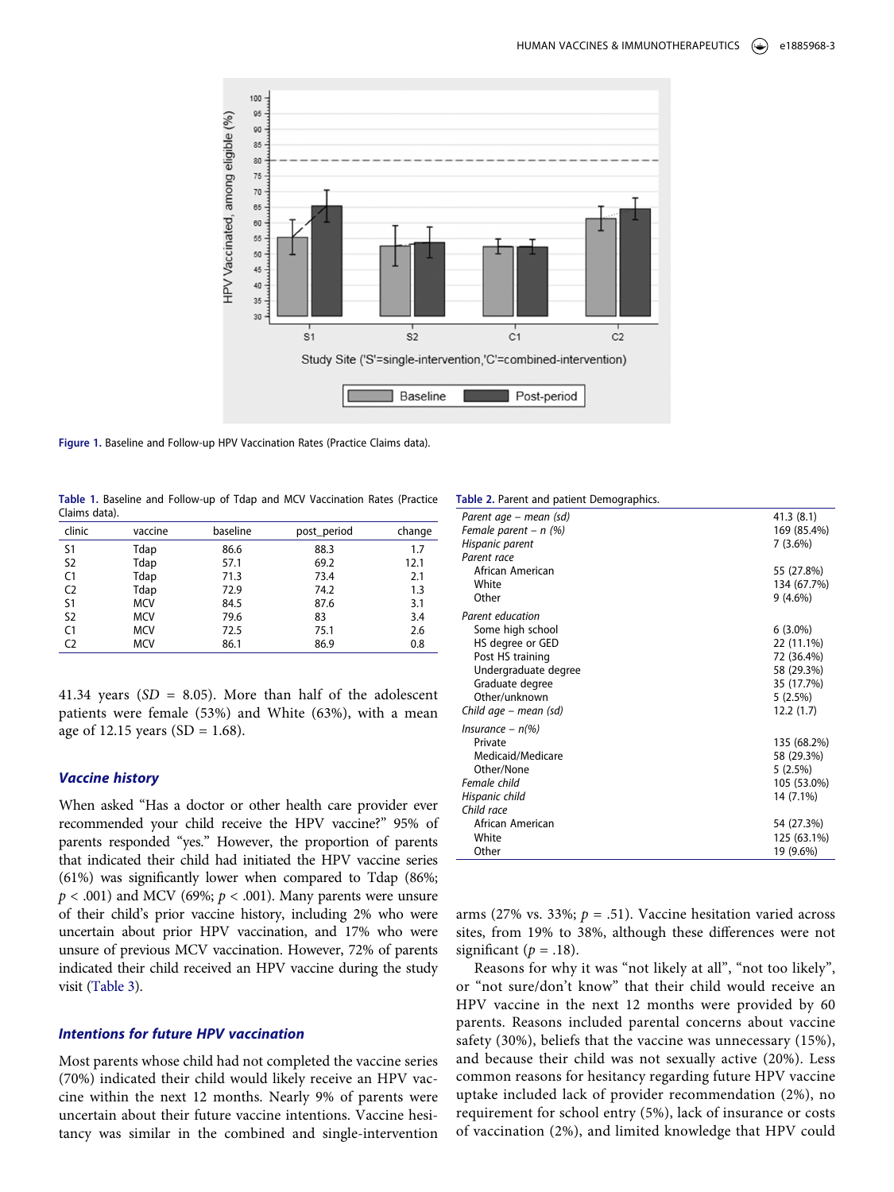Figure 1. Baseline and Follow-up HPV Vaccination Rates (Practice Claims data).

Table 1. Baseline and Follow-up of Tdap and MCV Vaccination Rates (Practice Claims data).

| clinic | vaccine | baseline | post_period | change |
|---|---|---|---|---|
| S1 | Tdap | 86.6 | 88.3 | 1.7 |
| S2 | Tdap | 57.1 | 69.2 | 12.1 |
| C1 | Tdap | 71.3 | 73.4 | 2.1 |
| C2 | Tdap | 72.9 | 74.2 | 1.3 |
| S1 | MCV | 84.5 | 87.6 | 3.1 |
| S2 | MCV | 79.6 | 83 | 3.4 |
| C1 | MCV | 72.5 | 75.1 | 2.6 |
| C2 | MCV | 86.1 | 86.9 | 0.8 |

41.34 years (*SD* = 8.05). More than half of the adolescent patients were female (53%) and White (63%), with a mean age of 12.15 years (SD = 1.68).

### *Vaccine history*

When asked "Has a doctor or other health care provider ever recommended your child receive the HPV vaccine?" 95% of parents responded "yes." However, the proportion of parents that indicated their child had initiated the HPV vaccine series (61%) was significantly lower when compared to Tdap (86%; $p < .001$) and MCV (69%; $p < .001$). Many parents were unsure of their child's prior vaccine history, including 2% who were uncertain about prior HPV vaccination, and 17% who were unsure of previous MCV vaccination. However, 72% of parents indicated their child received an HPV vaccine during the study visit (Table 3).

### *Intentions for future HPV vaccination*

Most parents whose child had not completed the vaccine series (70%) indicated their child would likely receive an HPV vaccine within the next 12 months. Nearly 9% of parents were uncertain about their future vaccine intentions. Vaccine hesitancy was similar in the combined and single-intervention arms (27% vs. 33%; $p = .51$). Vaccine hesitation varied across sites, from 19% to 38%, although these differences were not significant ($p = .18$).

Reasons for why it was "not likely at all", "not too likely", or "not sure/don't know" that their child would receive an HPV vaccine in the next 12 months were provided by 60 parents. Reasons included parental concerns about vaccine safety (30%), beliefs that the vaccine was unnecessary (15%), and because their child was not sexually active (20%). Less common reasons for hesitancy regarding future HPV vaccine uptake included lack of provider recommendation (2%), no requirement for school entry (5%), lack of insurance or costs of vaccination (2%), and limited knowledge that HPV could

Table 2. Parent and patient Demographics.

| | |
|---|---|
| *Parent age – mean (sd)* | 41.3 (8.1) |
| *Female parent – n (%)* | 169 (85.4%) |
| *Hispanic parent* | 7 (3.6%) |
| *Parent race* | |
| African American | 55 (27.8%) |
| White | 134 (67.7%) |
| Other | 9 (4.6%) |
| *Parent education* | |
| Some high school | 6 (3.0%) |
| HS degree or GED | 22 (11.1%) |
| Post HS training | 72 (36.4%) |
| Undergraduate degree | 58 (29.3%) |
| Graduate degree | 35 (17.7%) |
| Other/unknown | 5 (2.5%) |
| *Child age – mean (sd)* | 12.2 (1.7) |
| *Insurance – n(%)* | |
| Private | 135 (68.2%) |
| Medicaid/Medicare | 58 (29.3%) |
| Other/None | 5 (2.5%) |
| *Female child* | 105 (53.0%) |
| *Hispanic child* | 14 (7.1%) |
| *Child race* | |
| African American | 54 (27.3%) |
| White | 125 (63.1%) |
| Other | 19 (9.6%) |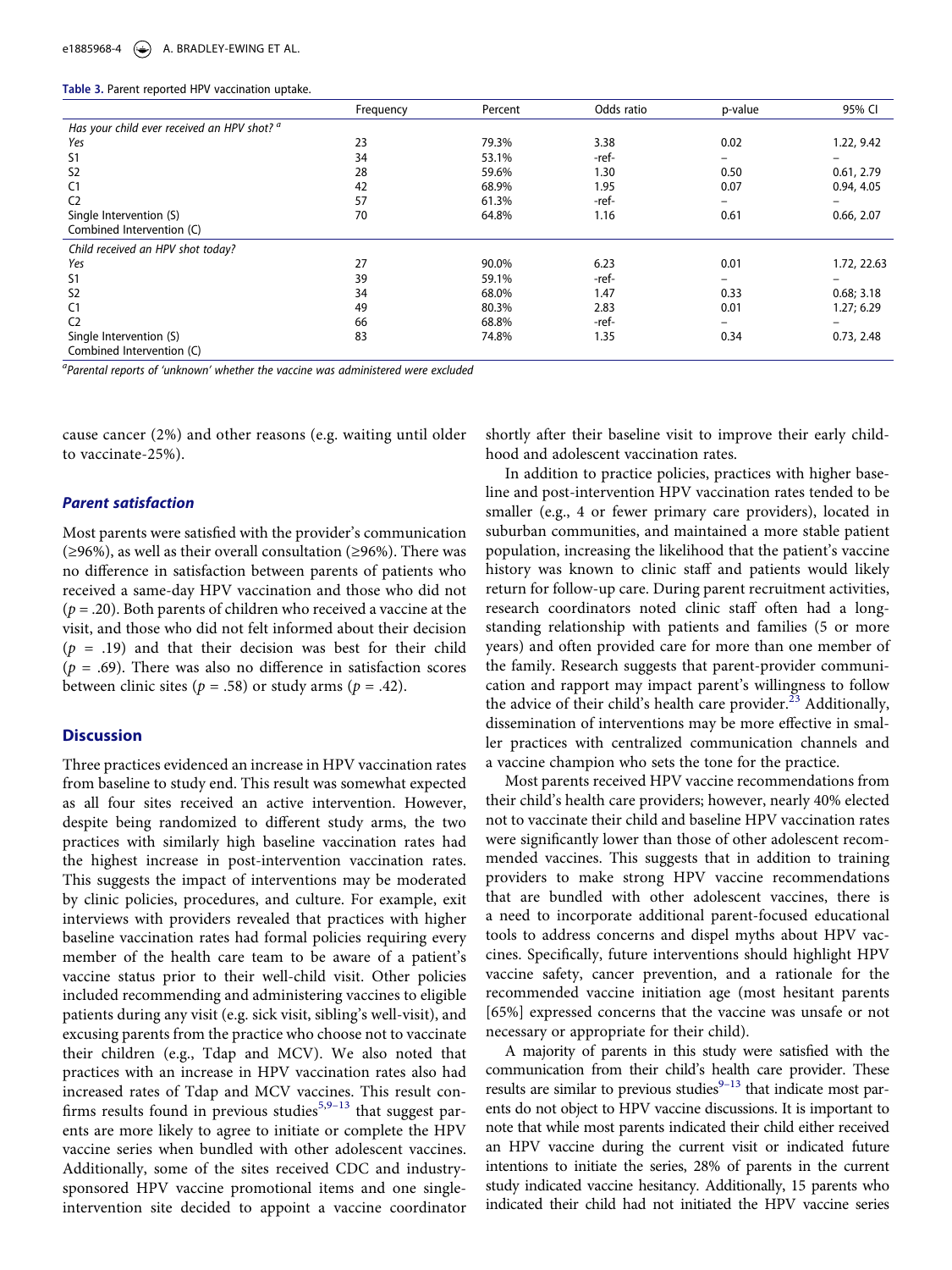**Table 3.** Parent reported HPV vaccination uptake.

| | Frequency | Percent | Odds ratio | p-value | 95% CI |
|---|---|---|---|---|---|
| *Has your child ever received an HPV shot?* [a] | | | | | |
| *Yes* | 23 | 79.3% | 3.38 | 0.02 | 1.22, 9.42 |
| S1 | 34 | 53.1% | -ref- | – | – |
| S2 | 28 | 59.6% | 1.30 | 0.50 | 0.61, 2.79 |
| C1 | 42 | 68.9% | 1.95 | 0.07 | 0.94, 4.05 |
| C2 | 57 | 61.3% | -ref- | – | – |
| Single Intervention (S) | 70 | 64.8% | 1.16 | 0.61 | 0.66, 2.07 |
| Combined Intervention (C) | | | | | |
| *Child received an HPV shot today?* | | | | | |
| *Yes* | 27 | 90.0% | 6.23 | 0.01 | 1.72, 22.63 |
| S1 | 39 | 59.1% | -ref- | – | – |
| S2 | 34 | 68.0% | 1.47 | 0.33 | 0.68; 3.18 |
| C1 | 49 | 80.3% | 2.83 | 0.01 | 1.27; 6.29 |
| C2 | 66 | 68.8% | -ref- | – | – |
| Single Intervention (S) | 83 | 74.8% | 1.35 | 0.34 | 0.73, 2.48 |
| Combined Intervention (C) | | | | | |

[a]*Parental reports of 'unknown' whether the vaccine was administered were excluded*

cause cancer (2%) and other reasons (e.g. waiting until older to vaccinate-25%).

### *Parent satisfaction*

Most parents were satisfied with the provider's communication (≥96%), as well as their overall consultation (≥96%). There was no difference in satisfaction between parents of patients who received a same-day HPV vaccination and those who did not ($p = .20$). Both parents of children who received a vaccine at the visit, and those who did not felt informed about their decision ($p = .19$) and that their decision was best for their child ($p = .69$). There was also no difference in satisfaction scores between clinic sites ($p = .58$) or study arms ($p = .42$).

## Discussion

Three practices evidenced an increase in HPV vaccination rates from baseline to study end. This result was somewhat expected as all four sites received an active intervention. However, despite being randomized to different study arms, the two practices with similarly high baseline vaccination rates had the highest increase in post-intervention vaccination rates. This suggests the impact of interventions may be moderated by clinic policies, procedures, and culture. For example, exit interviews with providers revealed that practices with higher baseline vaccination rates had formal policies requiring every member of the health care team to be aware of a patient's vaccine status prior to their well-child visit. Other policies included recommending and administering vaccines to eligible patients during any visit (e.g. sick visit, sibling's well-visit), and excusing parents from the practice who choose not to vaccinate their children (e.g., Tdap and MCV). We also noted that practices with an increase in HPV vaccination rates also had increased rates of Tdap and MCV vaccines. This result confirms results found in previous studies[5,9–13] that suggest parents are more likely to agree to initiate or complete the HPV vaccine series when bundled with other adolescent vaccines. Additionally, some of the sites received CDC and industry-sponsored HPV vaccine promotional items and one single-intervention site decided to appoint a vaccine coordinator shortly after their baseline visit to improve their early childhood and adolescent vaccination rates.

In addition to practice policies, practices with higher baseline and post-intervention HPV vaccination rates tended to be smaller (e.g., 4 or fewer primary care providers), located in suburban communities, and maintained a more stable patient population, increasing the likelihood that the patient's vaccine history was known to clinic staff and patients would likely return for follow-up care. During parent recruitment activities, research coordinators noted clinic staff often had a longstanding relationship with patients and families (5 or more years) and often provided care for more than one member of the family. Research suggests that parent-provider communication and rapport may impact parent's willingness to follow the advice of their child's health care provider.[23] Additionally, dissemination of interventions may be more effective in smaller practices with centralized communication channels and a vaccine champion who sets the tone for the practice.

Most parents received HPV vaccine recommendations from their child's health care providers; however, nearly 40% elected not to vaccinate their child and baseline HPV vaccination rates were significantly lower than those of other adolescent recommended vaccines. This suggests that in addition to training providers to make strong HPV vaccine recommendations that are bundled with other adolescent vaccines, there is a need to incorporate additional parent-focused educational tools to address concerns and dispel myths about HPV vaccines. Specifically, future interventions should highlight HPV vaccine safety, cancer prevention, and a rationale for the recommended vaccine initiation age (most hesitant parents [65%] expressed concerns that the vaccine was unsafe or not necessary or appropriate for their child).

A majority of parents in this study were satisfied with the communication from their child's health care provider. These results are similar to previous studies[9–13] that indicate most parents do not object to HPV vaccine discussions. It is important to note that while most parents indicated their child either received an HPV vaccine during the current visit or indicated future intentions to initiate the series, 28% of parents in the current study indicated vaccine hesitancy. Additionally, 15 parents who indicated their child had not initiated the HPV vaccine series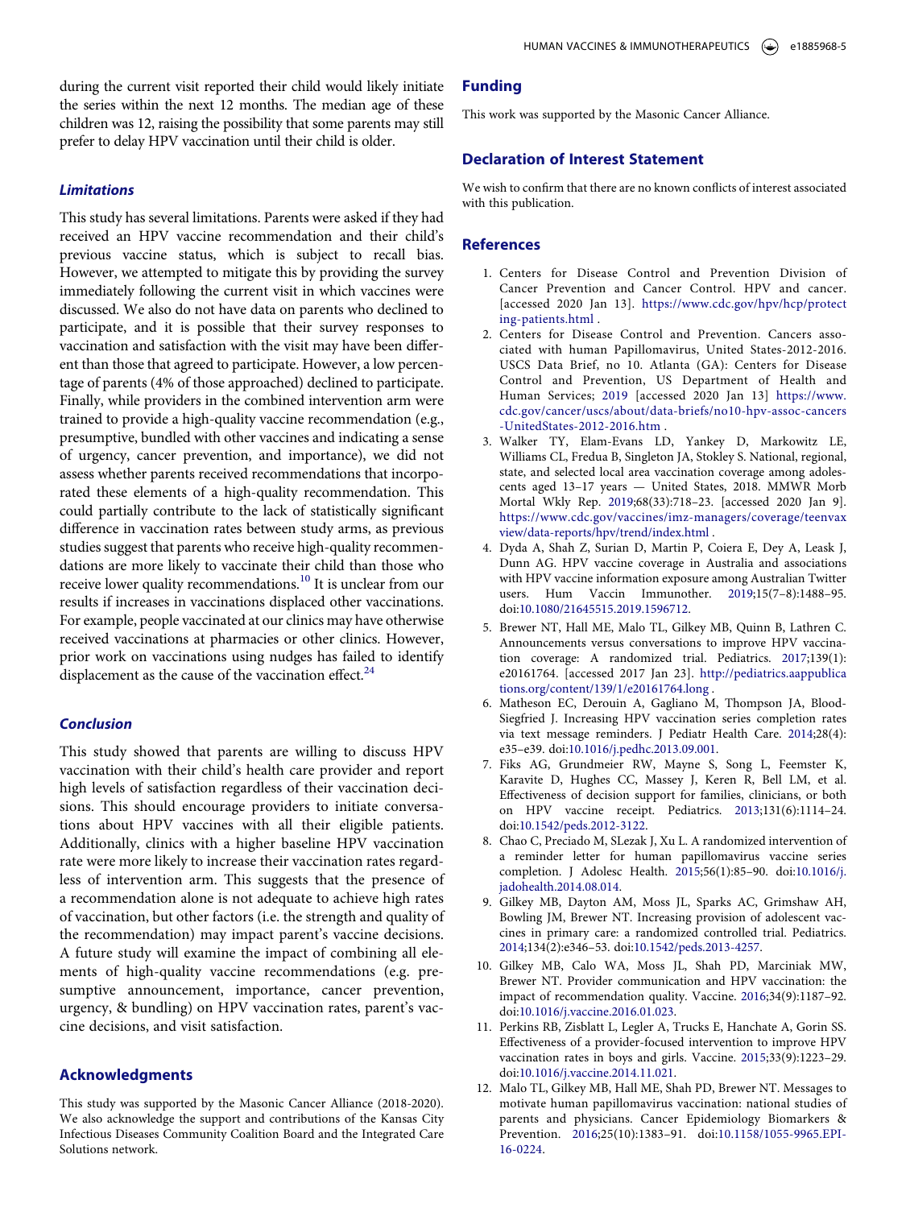during the current visit reported their child would likely initiate the series within the next 12 months. The median age of these children was 12, raising the possibility that some parents may still prefer to delay HPV vaccination until their child is older.

### *Limitations*

This study has several limitations. Parents were asked if they had received an HPV vaccine recommendation and their child's previous vaccine status, which is subject to recall bias. However, we attempted to mitigate this by providing the survey immediately following the current visit in which vaccines were discussed. We also do not have data on parents who declined to participate, and it is possible that their survey responses to vaccination and satisfaction with the visit may have been different than those that agreed to participate. However, a low percentage of parents (4% of those approached) declined to participate. Finally, while providers in the combined intervention arm were trained to provide a high-quality vaccine recommendation (e.g., presumptive, bundled with other vaccines and indicating a sense of urgency, cancer prevention, and importance), we did not assess whether parents received recommendations that incorporated these elements of a high-quality recommendation. This could partially contribute to the lack of statistically significant difference in vaccination rates between study arms, as previous studies suggest that parents who receive high-quality recommendations are more likely to vaccinate their child than those who receive lower quality recommendations.[10] It is unclear from our results if increases in vaccinations displaced other vaccinations. For example, people vaccinated at our clinics may have otherwise received vaccinations at pharmacies or other clinics. However, prior work on vaccinations using nudges has failed to identify displacement as the cause of the vaccination effect.[24]

### *Conclusion*

This study showed that parents are willing to discuss HPV vaccination with their child's health care provider and report high levels of satisfaction regardless of their vaccination decisions. This should encourage providers to initiate conversations about HPV vaccines with all their eligible patients. Additionally, clinics with a higher baseline HPV vaccination rate were more likely to increase their vaccination rates regardless of intervention arm. This suggests that the presence of a recommendation alone is not adequate to achieve high rates of vaccination, but other factors (i.e. the strength and quality of the recommendation) may impact parent's vaccine decisions. A future study will examine the impact of combining all elements of high-quality vaccine recommendations (e.g. presumptive announcement, importance, cancer prevention, urgency, & bundling) on HPV vaccination rates, parent's vaccine decisions, and visit satisfaction.

## Acknowledgments

This study was supported by the Masonic Cancer Alliance (2018-2020). We also acknowledge the support and contributions of the Kansas City Infectious Diseases Community Coalition Board and the Integrated Care Solutions network.

## Funding

This work was supported by the Masonic Cancer Alliance.

## Declaration of Interest Statement

We wish to confirm that there are no known conflicts of interest associated with this publication.

## References

1. Centers for Disease Control and Prevention Division of Cancer Prevention and Cancer Control. HPV and cancer. [accessed 2020 Jan 13]. https://www.cdc.gov/hpv/hcp/protecting-patients.html .
2. Centers for Disease Control and Prevention. Cancers associated with human Papillomavirus, United States-2012-2016. USCS Data Brief, no 10. Atlanta (GA): Centers for Disease Control and Prevention, US Department of Health and Human Services; 2019 [accessed 2020 Jan 13] https://www.cdc.gov/cancer/uscs/about/data-briefs/no10-hpv-assoc-cancers-UnitedStates-2012-2016.htm .
3. Walker TY, Elam-Evans LD, Yankey D, Markowitz LE, Williams CL, Fredua B, Singleton JA, Stokley S. National, regional, state, and selected local area vaccination coverage among adolescents aged 13–17 years — United States, 2018. MMWR Morb Mortal Wkly Rep. 2019;68(33):718–23. [accessed 2020 Jan 9]. https://www.cdc.gov/vaccines/imz-managers/coverage/teenvaxview/data-reports/hpv/trend/index.html .
4. Dyda A, Shah Z, Surian D, Martin P, Coiera E, Dey A, Leask J, Dunn AG. HPV vaccine coverage in Australia and associations with HPV vaccine information exposure among Australian Twitter users. Hum Vaccin Immunother. 2019;15(7–8):1488–95. doi:10.1080/21645515.2019.1596712.
5. Brewer NT, Hall ME, Malo TL, Gilkey MB, Quinn B, Lathren C. Announcements versus conversations to improve HPV vaccination coverage: A randomized trial. Pediatrics. 2017;139(1): e20161764. [accessed 2017 Jan 23]. http://pediatrics.aappublications.org/content/139/1/e20161764.long .
6. Matheson EC, Derouin A, Gagliano M, Thompson JA, Blood-Siegfried J. Increasing HPV vaccination series completion rates via text message reminders. J Pediatr Health Care. 2014;28(4): e35–e39. doi:10.1016/j.pedhc.2013.09.001.
7. Fiks AG, Grundmeier RW, Mayne S, Song L, Feemster K, Karavite D, Hughes CC, Massey J, Keren R, Bell LM, et al. Effectiveness of decision support for families, clinicians, or both on HPV vaccine receipt. Pediatrics. 2013;131(6):1114–24. doi:10.1542/peds.2012-3122.
8. Chao C, Preciado M, SLezak J, Xu L. A randomized intervention of a reminder letter for human papillomavirus vaccine series completion. J Adolesc Health. 2015;56(1):85–90. doi:10.1016/j.jadohealth.2014.08.014.
9. Gilkey MB, Dayton AM, Moss JL, Sparks AC, Grimshaw AH, Bowling JM, Brewer NT. Increasing provision of adolescent vaccines in primary care: a randomized controlled trial. Pediatrics. 2014;134(2):e346–53. doi:10.1542/peds.2013-4257.
10. Gilkey MB, Calo WA, Moss JL, Shah PD, Marciniak MW, Brewer NT. Provider communication and HPV vaccination: the impact of recommendation quality. Vaccine. 2016;34(9):1187–92. doi:10.1016/j.vaccine.2016.01.023.
11. Perkins RB, Zisblatt L, Legler A, Trucks E, Hanchate A, Gorin SS. Effectiveness of a provider-focused intervention to improve HPV vaccination rates in boys and girls. Vaccine. 2015;33(9):1223–29. doi:10.1016/j.vaccine.2014.11.021.
12. Malo TL, Gilkey MB, Hall ME, Shah PD, Brewer NT. Messages to motivate human papillomavirus vaccination: national studies of parents and physicians. Cancer Epidemiology Biomarkers & Prevention. 2016;25(10):1383–91. doi:10.1158/1055-9965.EPI-16-0224.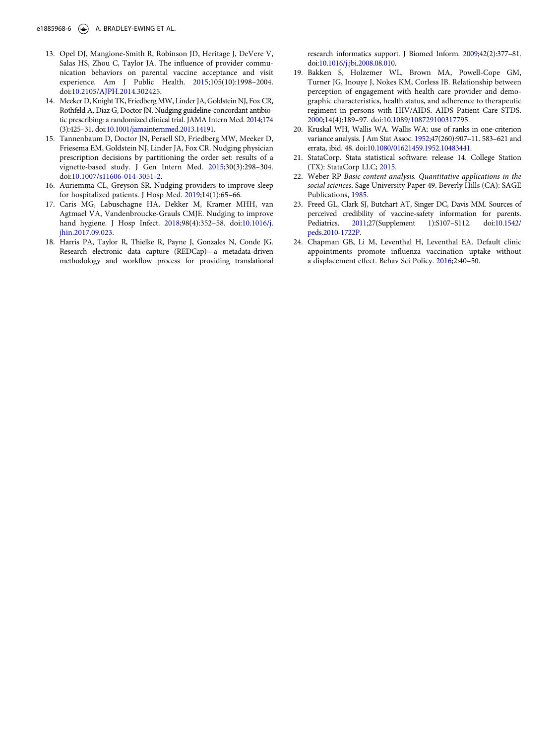13. Opel DJ, Mangione-Smith R, Robinson JD, Heritage J, DeVere V, Salas HS, Zhou C, Taylor JA. The influence of provider communication behaviors on parental vaccine acceptance and visit experience. Am J Public Health. 2015;105(10):1998–2004. doi:10.2105/AJPH.2014.302425.
14. Meeker D, Knight TK, Friedberg MW, Linder JA, Goldstein NJ, Fox CR, Rothfeld A, Diaz G, Doctor JN. Nudging guideline-concordant antibiotic prescribing: a randomized clinical trial. JAMA Intern Med. 2014;174(3):425–31. doi:10.1001/jamainternmed.2013.14191.
15. Tannenbaum D, Doctor JN, Persell SD, Friedberg MW, Meeker D, Friesema EM, Goldstein NJ, Linder JA, Fox CR. Nudging physician prescription decisions by partitioning the order set: results of a vignette-based study. J Gen Intern Med. 2015;30(3):298–304. doi:10.1007/s11606-014-3051-2.
16. Auriemma CL, Greyson SR. Nudging providers to improve sleep for hospitalized patients. J Hosp Med. 2019;14(1):65–66.
17. Caris MG, Labuschagne HA, Dekker M, Kramer MHH, van Agtmael VA, Vandenbroucke-Grauls CMJE. Nudging to improve hand hygiene. J Hosp Infect. 2018;98(4):352–58. doi:10.1016/j.jhin.2017.09.023.
18. Harris PA, Taylor R, Thielke R, Payne J, Gonzales N, Conde JG. Research electronic data capture (REDCap)—a metadata-driven methodology and workflow process for providing translational research informatics support. J Biomed Inform. 2009;42(2):377–81. doi:10.1016/j.jbi.2008.08.010.
19. Bakken S, Holzemer WL, Brown MA, Powell-Cope GM, Turner JG, Inouye J, Nokes KM, Corless IB. Relationship between perception of engagement with health care provider and demographic characteristics, health status, and adherence to therapeutic regiment in persons with HIV/AIDS. AIDS Patient Care STDS. 2000;14(4):189–97. doi:10.1089/108729100317795.
20. Kruskal WH, Wallis WA. Wallis WA: use of ranks in one-criterion variance analysis. J Am Stat Assoc. 1952;47(260):907–11. 583–621 and errata, ibid. 48. doi:10.1080/01621459.1952.10483441.
21. StataCorp. Stata statistical software: release 14. College Station (TX): StataCorp LLC; 2015.
22. Weber RP *Basic content analysis. Quantitative applications in the social sciences*. Sage University Paper 49. Beverly Hills (CA): SAGE Publications, 1985.
23. Freed GL, Clark SJ, Butchart AT, Singer DC, Davis MM. Sources of perceived credibility of vaccine-safety information for parents. Pediatrics. 2011;27(Supplement 1):S107–S112. doi:10.1542/peds.2010-1722P.
24. Chapman GB, Li M, Leventhal H, Leventhal EA. Default clinic appointments promote influenza vaccination uptake without a displacement effect. Behav Sci Policy. 2016;2:40–50.